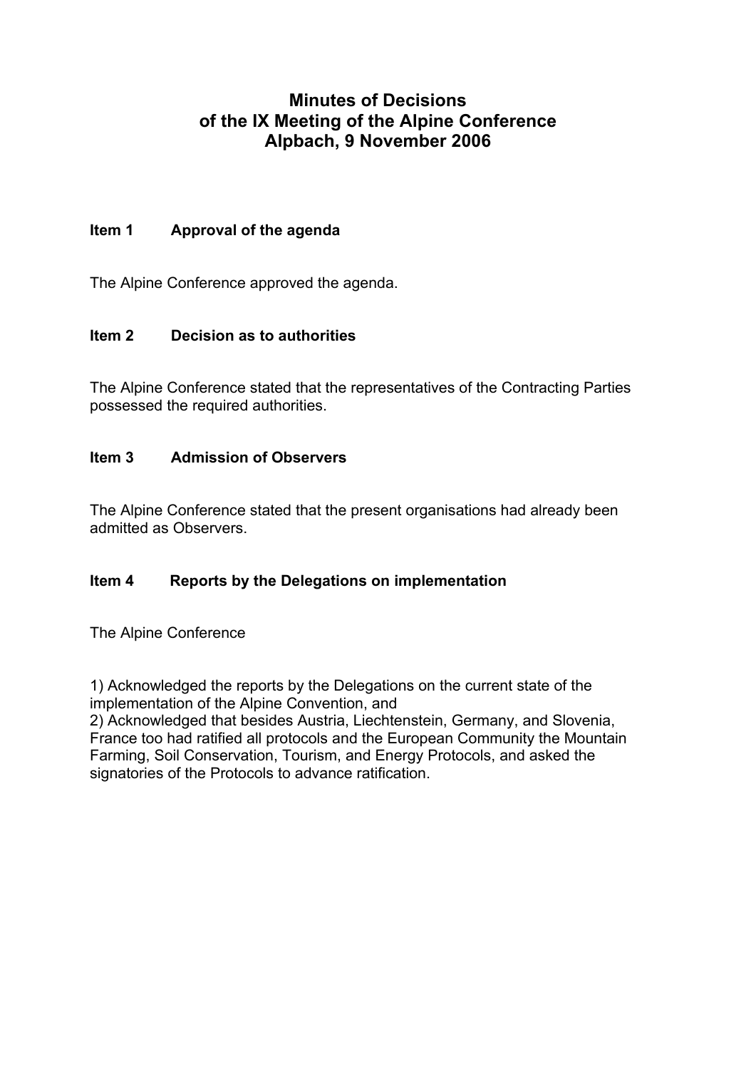# Minutes of Decisions
# of the IX Meeting of the Alpine Conference
# Alpbach, 9 November 2006

### Item 1 Approval of the agenda

The Alpine Conference approved the agenda.

### Item 2 Decision as to authorities

The Alpine Conference stated that the representatives of the Contracting Parties possessed the required authorities.

### Item 3 Admission of Observers

The Alpine Conference stated that the present organisations had already been admitted as Observers.

### Item 4 Reports by the Delegations on implementation

The Alpine Conference

1) Acknowledged the reports by the Delegations on the current state of the implementation of the Alpine Convention, and
2) Acknowledged that besides Austria, Liechtenstein, Germany, and Slovenia, France too had ratified all protocols and the European Community the Mountain Farming, Soil Conservation, Tourism, and Energy Protocols, and asked the signatories of the Protocols to advance ratification.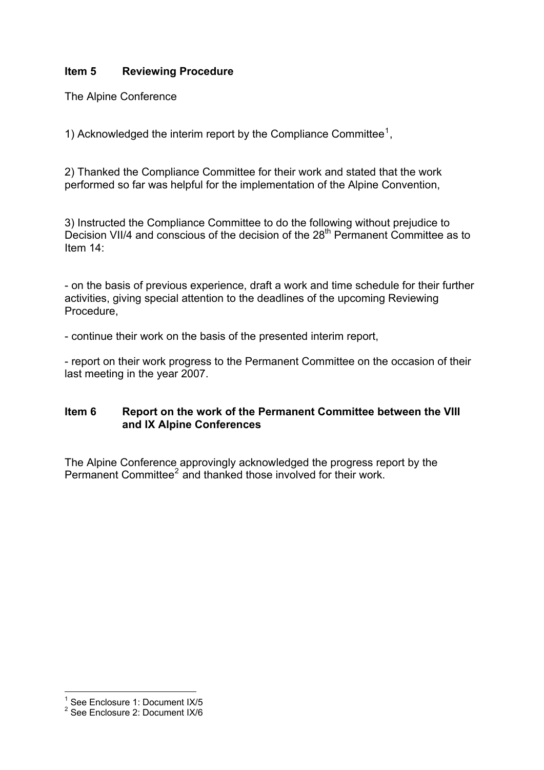## Item 5 Reviewing Procedure

The Alpine Conference

1) Acknowledged the interim report by the Compliance Committee[1],

2) Thanked the Compliance Committee for their work and stated that the work performed so far was helpful for the implementation of the Alpine Convention,

3) Instructed the Compliance Committee to do the following without prejudice to Decision VII/4 and conscious of the decision of the 28th Permanent Committee as to Item 14:

- on the basis of previous experience, draft a work and time schedule for their further activities, giving special attention to the deadlines of the upcoming Reviewing Procedure,

- continue their work on the basis of the presented interim report,

- report on their work progress to the Permanent Committee on the occasion of their last meeting in the year 2007.

## Item 6 Report on the work of the Permanent Committee between the VIII and IX Alpine Conferences

The Alpine Conference approvingly acknowledged the progress report by the Permanent Committee[2] and thanked those involved for their work.

---

[1] See Enclosure 1: Document IX/5

[2] See Enclosure 2: Document IX/6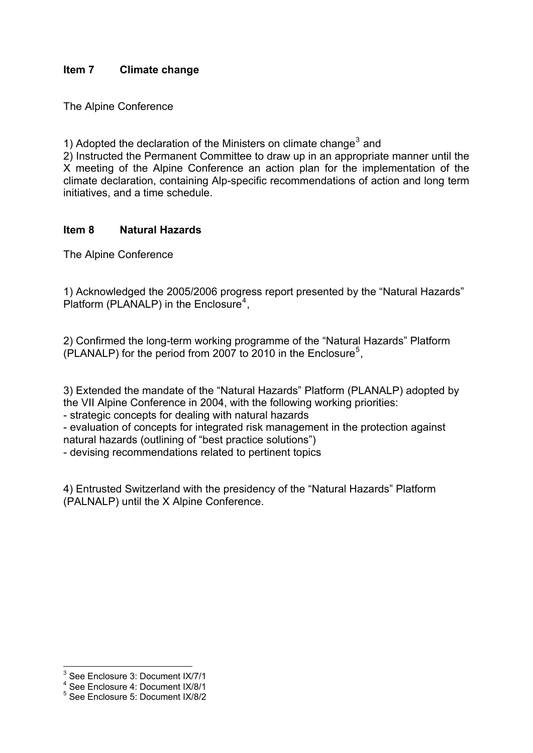**Item 7 Climate change**

The Alpine Conference

1) Adopted the declaration of the Ministers on climate change[3] and
2) Instructed the Permanent Committee to draw up in an appropriate manner until the X meeting of the Alpine Conference an action plan for the implementation of the climate declaration, containing Alp-specific recommendations of action and long term initiatives, and a time schedule.

**Item 8 Natural Hazards**

The Alpine Conference

1) Acknowledged the 2005/2006 progress report presented by the "Natural Hazards" Platform (PLANALP) in the Enclosure[4],

2) Confirmed the long-term working programme of the "Natural Hazards" Platform (PLANALP) for the period from 2007 to 2010 in the Enclosure[5],

3) Extended the mandate of the "Natural Hazards" Platform (PLANALP) adopted by the VII Alpine Conference in 2004, with the following working priorities:
- strategic concepts for dealing with natural hazards
- evaluation of concepts for integrated risk management in the protection against natural hazards (outlining of "best practice solutions")
- devising recommendations related to pertinent topics

4) Entrusted Switzerland with the presidency of the "Natural Hazards" Platform (PALNALP) until the X Alpine Conference.

---

[3] See Enclosure 3: Document IX/7/1
[4] See Enclosure 4: Document IX/8/1
[5] See Enclosure 5: Document IX/8/2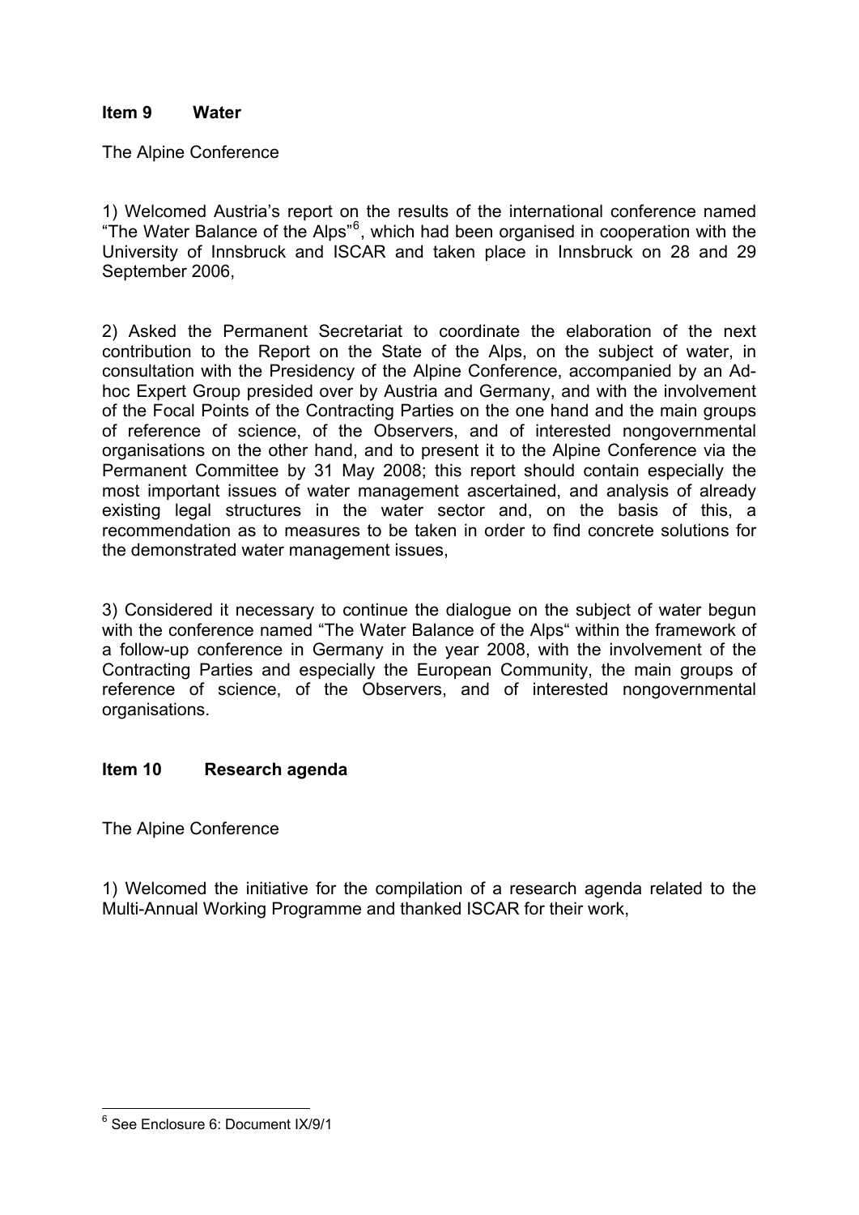## Item 9 Water

The Alpine Conference

1) Welcomed Austria's report on the results of the international conference named "The Water Balance of the Alps"[6], which had been organised in cooperation with the University of Innsbruck and ISCAR and taken place in Innsbruck on 28 and 29 September 2006,

2) Asked the Permanent Secretariat to coordinate the elaboration of the next contribution to the Report on the State of the Alps, on the subject of water, in consultation with the Presidency of the Alpine Conference, accompanied by an Ad-hoc Expert Group presided over by Austria and Germany, and with the involvement of the Focal Points of the Contracting Parties on the one hand and the main groups of reference of science, of the Observers, and of interested nongovernmental organisations on the other hand, and to present it to the Alpine Conference via the Permanent Committee by 31 May 2008; this report should contain especially the most important issues of water management ascertained, and analysis of already existing legal structures in the water sector and, on the basis of this, a recommendation as to measures to be taken in order to find concrete solutions for the demonstrated water management issues,

3) Considered it necessary to continue the dialogue on the subject of water begun with the conference named "The Water Balance of the Alps" within the framework of a follow-up conference in Germany in the year 2008, with the involvement of the Contracting Parties and especially the European Community, the main groups of reference of science, of the Observers, and of interested nongovernmental organisations.

## Item 10 Research agenda

The Alpine Conference

1) Welcomed the initiative for the compilation of a research agenda related to the Multi-Annual Working Programme and thanked ISCAR for their work,

---

[6] See Enclosure 6: Document IX/9/1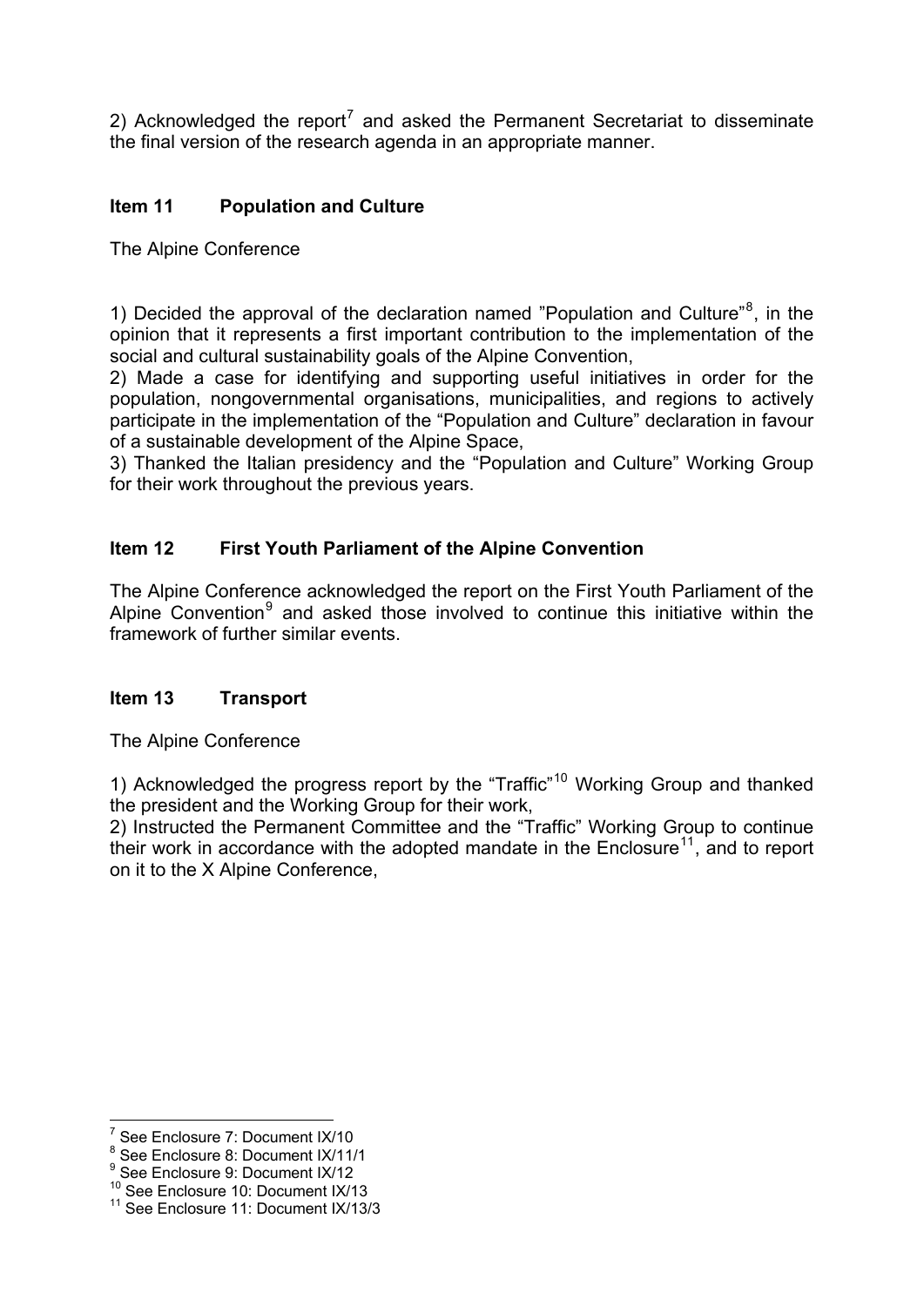2) Acknowledged the report[7] and asked the Permanent Secretariat to disseminate the final version of the research agenda in an appropriate manner.

## Item 11 Population and Culture

The Alpine Conference

1) Decided the approval of the declaration named "Population and Culture"[8], in the opinion that it represents a first important contribution to the implementation of the social and cultural sustainability goals of the Alpine Convention,
2) Made a case for identifying and supporting useful initiatives in order for the population, nongovernmental organisations, municipalities, and regions to actively participate in the implementation of the "Population and Culture" declaration in favour of a sustainable development of the Alpine Space,
3) Thanked the Italian presidency and the "Population and Culture" Working Group for their work throughout the previous years.

## Item 12 First Youth Parliament of the Alpine Convention

The Alpine Conference acknowledged the report on the First Youth Parliament of the Alpine Convention[9] and asked those involved to continue this initiative within the framework of further similar events.

## Item 13 Transport

The Alpine Conference

1) Acknowledged the progress report by the "Traffic"[10] Working Group and thanked the president and the Working Group for their work,
2) Instructed the Permanent Committee and the "Traffic" Working Group to continue their work in accordance with the adopted mandate in the Enclosure[11], and to report on it to the X Alpine Conference,

---

[7] See Enclosure 7: Document IX/10
[8] See Enclosure 8: Document IX/11/1
[9] See Enclosure 9: Document IX/12
[10] See Enclosure 10: Document IX/13
[11] See Enclosure 11: Document IX/13/3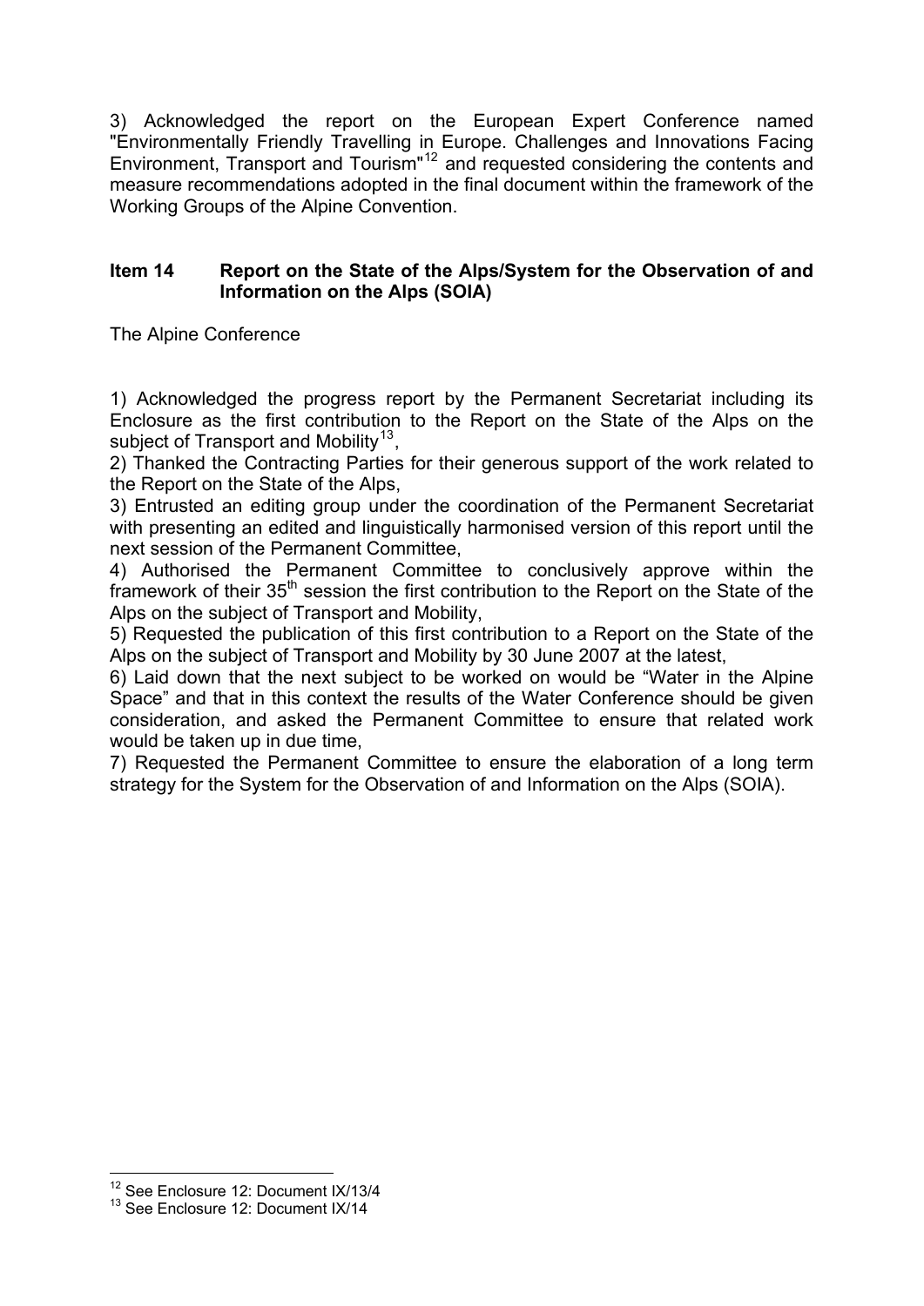3) Acknowledged the report on the European Expert Conference named "Environmentally Friendly Travelling in Europe. Challenges and Innovations Facing Environment, Transport and Tourism"[12] and requested considering the contents and measure recommendations adopted in the final document within the framework of the Working Groups of the Alpine Convention.

**Item 14 Report on the State of the Alps/System for the Observation of and Information on the Alps (SOIA)**

The Alpine Conference

1) Acknowledged the progress report by the Permanent Secretariat including its Enclosure as the first contribution to the Report on the State of the Alps on the subject of Transport and Mobility[13],
2) Thanked the Contracting Parties for their generous support of the work related to the Report on the State of the Alps,
3) Entrusted an editing group under the coordination of the Permanent Secretariat with presenting an edited and linguistically harmonised version of this report until the next session of the Permanent Committee,
4) Authorised the Permanent Committee to conclusively approve within the framework of their 35th session the first contribution to the Report on the State of the Alps on the subject of Transport and Mobility,
5) Requested the publication of this first contribution to a Report on the State of the Alps on the subject of Transport and Mobility by 30 June 2007 at the latest,
6) Laid down that the next subject to be worked on would be "Water in the Alpine Space" and that in this context the results of the Water Conference should be given consideration, and asked the Permanent Committee to ensure that related work would be taken up in due time,
7) Requested the Permanent Committee to ensure the elaboration of a long term strategy for the System for the Observation of and Information on the Alps (SOIA).

[12] See Enclosure 12: Document IX/13/4
[13] See Enclosure 12: Document IX/14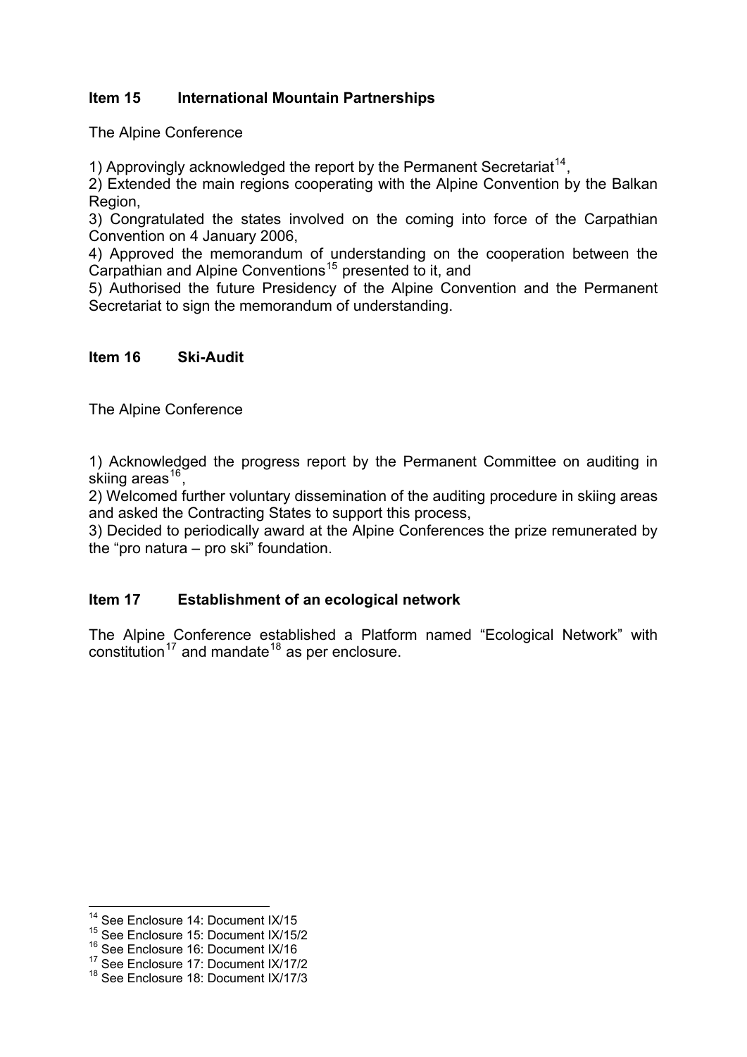## Item 15 International Mountain Partnerships

The Alpine Conference

1) Approvingly acknowledged the report by the Permanent Secretariat[14],
2) Extended the main regions cooperating with the Alpine Convention by the Balkan Region,
3) Congratulated the states involved on the coming into force of the Carpathian Convention on 4 January 2006,
4) Approved the memorandum of understanding on the cooperation between the Carpathian and Alpine Conventions[15] presented to it, and
5) Authorised the future Presidency of the Alpine Convention and the Permanent Secretariat to sign the memorandum of understanding.

## Item 16 Ski-Audit

The Alpine Conference

1) Acknowledged the progress report by the Permanent Committee on auditing in skiing areas[16],
2) Welcomed further voluntary dissemination of the auditing procedure in skiing areas and asked the Contracting States to support this process,
3) Decided to periodically award at the Alpine Conferences the prize remunerated by the "pro natura – pro ski" foundation.

## Item 17 Establishment of an ecological network

The Alpine Conference established a Platform named "Ecological Network" with constitution[17] and mandate[18] as per enclosure.

---

[14] See Enclosure 14: Document IX/15
[15] See Enclosure 15: Document IX/15/2
[16] See Enclosure 16: Document IX/16
[17] See Enclosure 17: Document IX/17/2
[18] See Enclosure 18: Document IX/17/3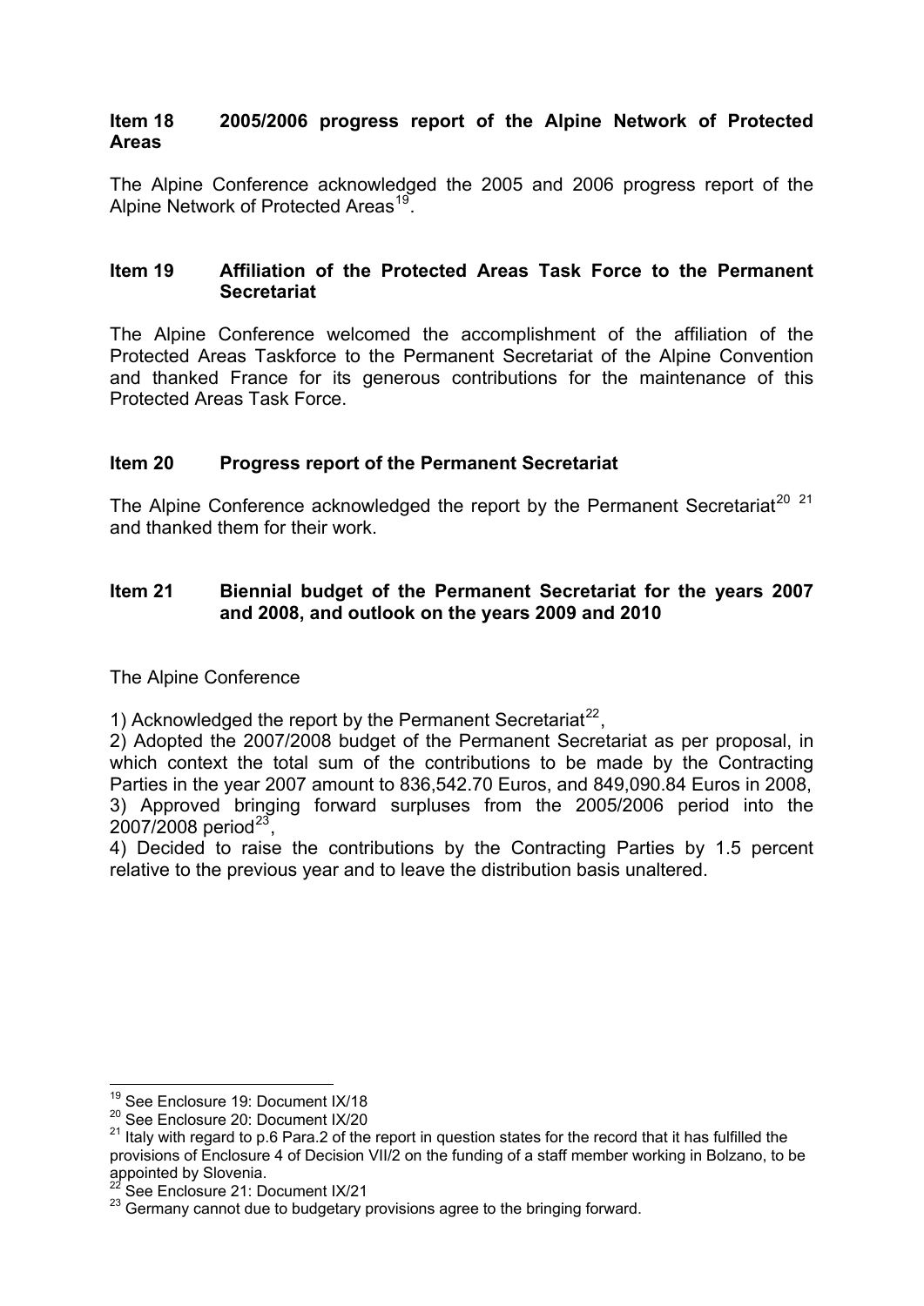### Item 18 2005/2006 progress report of the Alpine Network of Protected Areas

The Alpine Conference acknowledged the 2005 and 2006 progress report of the Alpine Network of Protected Areas[19].

### Item 19 Affiliation of the Protected Areas Task Force to the Permanent Secretariat

The Alpine Conference welcomed the accomplishment of the affiliation of the Protected Areas Taskforce to the Permanent Secretariat of the Alpine Convention and thanked France for its generous contributions for the maintenance of this Protected Areas Task Force.

### Item 20 Progress report of the Permanent Secretariat

The Alpine Conference acknowledged the report by the Permanent Secretariat[20] [21] and thanked them for their work.

### Item 21 Biennial budget of the Permanent Secretariat for the years 2007 and 2008, and outlook on the years 2009 and 2010

The Alpine Conference

1) Acknowledged the report by the Permanent Secretariat[22],
2) Adopted the 2007/2008 budget of the Permanent Secretariat as per proposal, in which context the total sum of the contributions to be made by the Contracting Parties in the year 2007 amount to 836,542.70 Euros, and 849,090.84 Euros in 2008,
3) Approved bringing forward surpluses from the 2005/2006 period into the 2007/2008 period[23],
4) Decided to raise the contributions by the Contracting Parties by 1.5 percent relative to the previous year and to leave the distribution basis unaltered.

---

[19] See Enclosure 19: Document IX/18

[20] See Enclosure 20: Document IX/20

[21] Italy with regard to p.6 Para.2 of the report in question states for the record that it has fulfilled the provisions of Enclosure 4 of Decision VII/2 on the funding of a staff member working in Bolzano, to be appointed by Slovenia.

[22] See Enclosure 21: Document IX/21

[23] Germany cannot due to budgetary provisions agree to the bringing forward.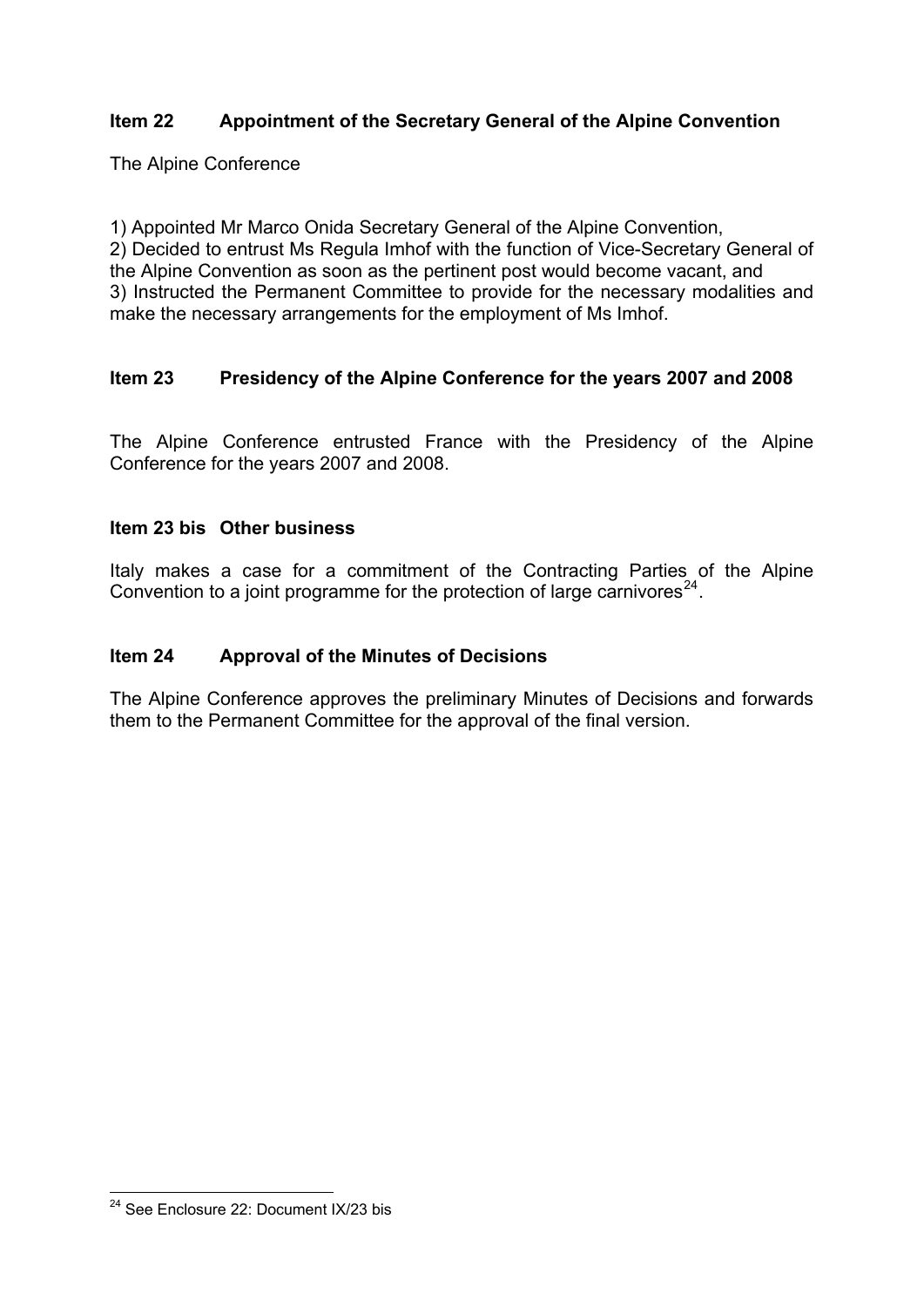## Item 22 Appointment of the Secretary General of the Alpine Convention

The Alpine Conference

1) Appointed Mr Marco Onida Secretary General of the Alpine Convention,
2) Decided to entrust Ms Regula Imhof with the function of Vice-Secretary General of the Alpine Convention as soon as the pertinent post would become vacant, and
3) Instructed the Permanent Committee to provide for the necessary modalities and make the necessary arrangements for the employment of Ms Imhof.

## Item 23 Presidency of the Alpine Conference for the years 2007 and 2008

The Alpine Conference entrusted France with the Presidency of the Alpine Conference for the years 2007 and 2008.

## Item 23 bis Other business

Italy makes a case for a commitment of the Contracting Parties of the Alpine Convention to a joint programme for the protection of large carnivores[24].

## Item 24 Approval of the Minutes of Decisions

The Alpine Conference approves the preliminary Minutes of Decisions and forwards them to the Permanent Committee for the approval of the final version.

---

[24] See Enclosure 22: Document IX/23 bis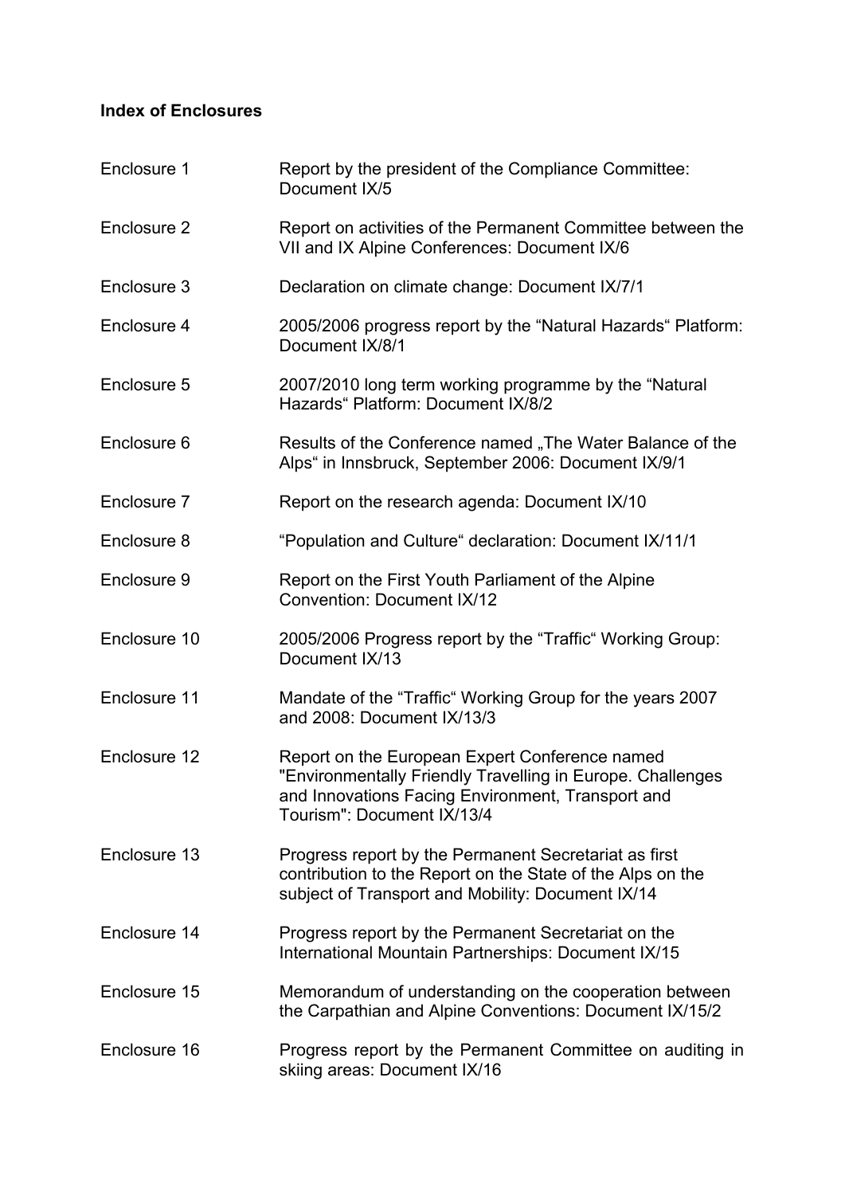**Index of Enclosures**

| | |
|---|---|
| Enclosure 1 | Report by the president of the Compliance Committee: Document IX/5 |
| Enclosure 2 | Report on activities of the Permanent Committee between the VII and IX Alpine Conferences: Document IX/6 |
| Enclosure 3 | Declaration on climate change: Document IX/7/1 |
| Enclosure 4 | 2005/2006 progress report by the “Natural Hazards“ Platform: Document IX/8/1 |
| Enclosure 5 | 2007/2010 long term working programme by the “Natural Hazards“ Platform: Document IX/8/2 |
| Enclosure 6 | Results of the Conference named „The Water Balance of the Alps“ in Innsbruck, September 2006: Document IX/9/1 |
| Enclosure 7 | Report on the research agenda: Document IX/10 |
| Enclosure 8 | “Population and Culture“ declaration: Document IX/11/1 |
| Enclosure 9 | Report on the First Youth Parliament of the Alpine Convention: Document IX/12 |
| Enclosure 10 | 2005/2006 Progress report by the “Traffic“ Working Group: Document IX/13 |
| Enclosure 11 | Mandate of the “Traffic“ Working Group for the years 2007 and 2008: Document IX/13/3 |
| Enclosure 12 | Report on the European Expert Conference named "Environmentally Friendly Travelling in Europe. Challenges and Innovations Facing Environment, Transport and Tourism": Document IX/13/4 |
| Enclosure 13 | Progress report by the Permanent Secretariat as first contribution to the Report on the State of the Alps on the subject of Transport and Mobility: Document IX/14 |
| Enclosure 14 | Progress report by the Permanent Secretariat on the International Mountain Partnerships: Document IX/15 |
| Enclosure 15 | Memorandum of understanding on the cooperation between the Carpathian and Alpine Conventions: Document IX/15/2 |
| Enclosure 16 | Progress report by the Permanent Committee on auditing in skiing areas: Document IX/16 |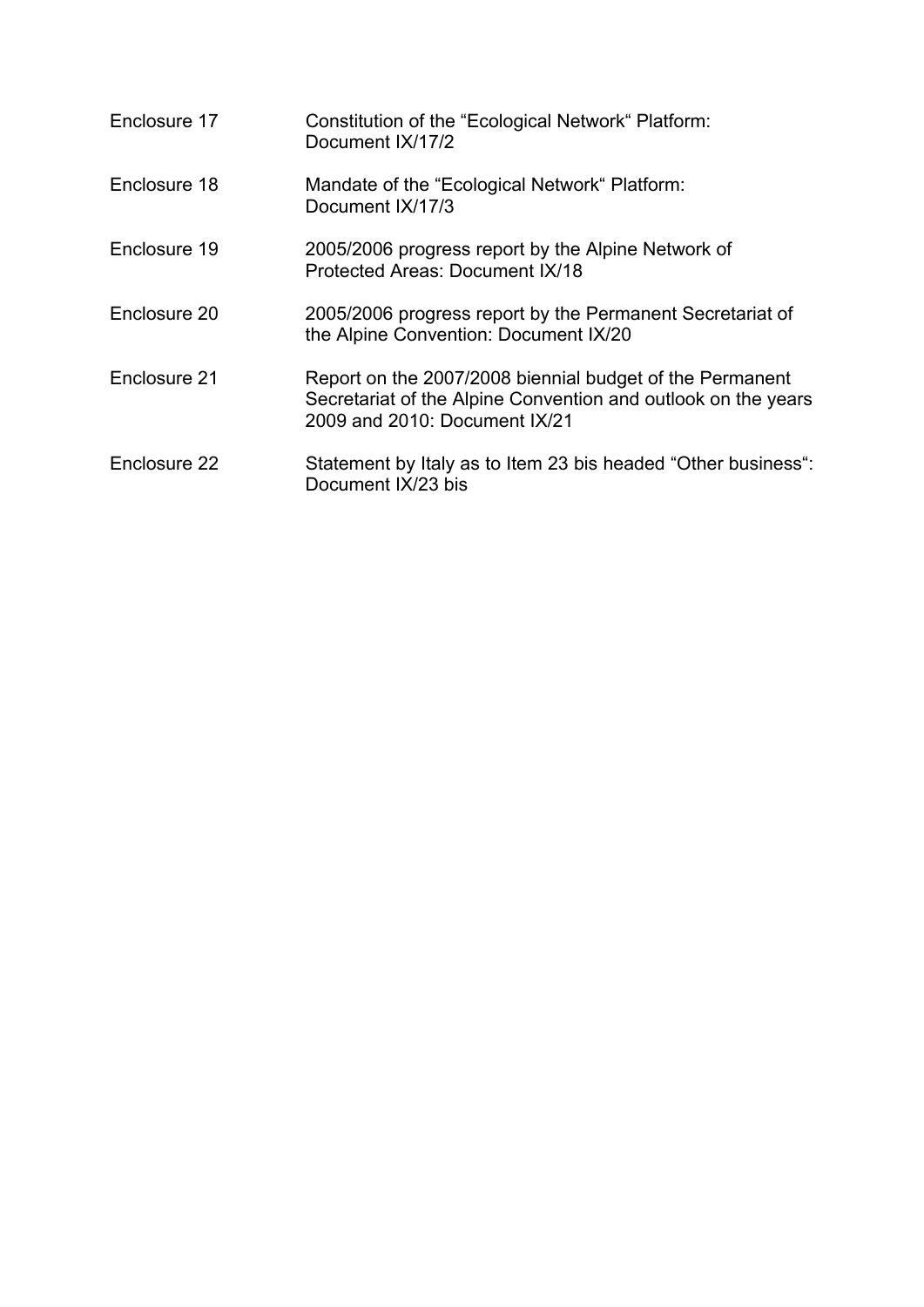| | |
|---|---|
| Enclosure 17 | Constitution of the “Ecological Network“ Platform: Document IX/17/2 |
| Enclosure 18 | Mandate of the “Ecological Network“ Platform: Document IX/17/3 |
| Enclosure 19 | 2005/2006 progress report by the Alpine Network of Protected Areas: Document IX/18 |
| Enclosure 20 | 2005/2006 progress report by the Permanent Secretariat of the Alpine Convention: Document IX/20 |
| Enclosure 21 | Report on the 2007/2008 biennial budget of the Permanent Secretariat of the Alpine Convention and outlook on the years 2009 and 2010: Document IX/21 |
| Enclosure 22 | Statement by Italy as to Item 23 bis headed “Other business“: Document IX/23 bis |